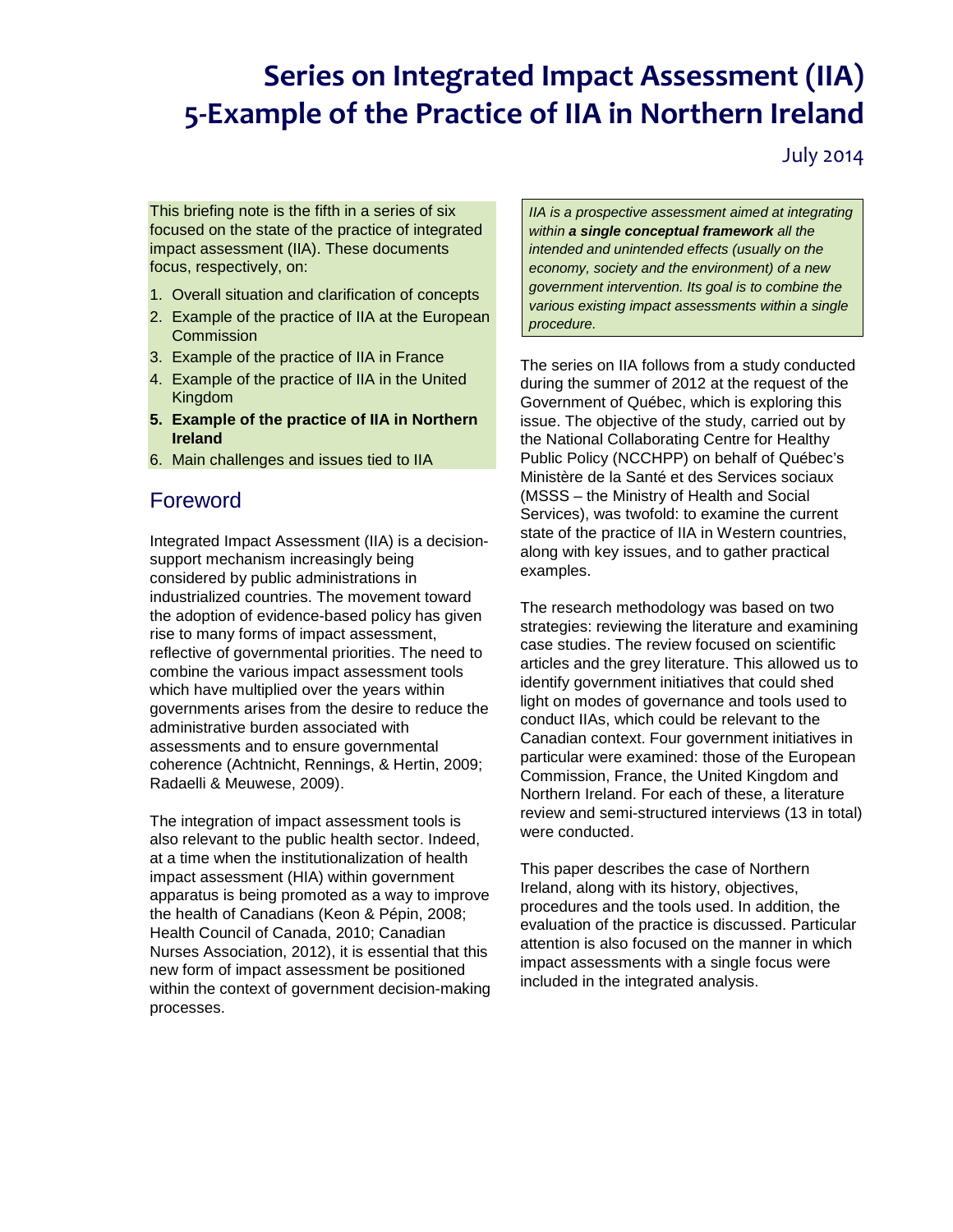# Series on Integrated Impact Assessment (IIA) 5-Example of the Practice of IIA in Northern Ireland

July 2014

This briefing note is the fifth in a series of six focused on the state of the practice of integrated impact assessment (IIA). These documents focus, respectively, on:

1. Overall situation and clarification of concepts
2. Example of the practice of IIA at the European Commission
3. Example of the practice of IIA in France
4. Example of the practice of IIA in the United Kingdom
5. **Example of the practice of IIA in Northern Ireland**
6. Main challenges and issues tied to IIA

## Foreword

Integrated Impact Assessment (IIA) is a decision-support mechanism increasingly being considered by public administrations in industrialized countries. The movement toward the adoption of evidence-based policy has given rise to many forms of impact assessment, reflective of governmental priorities. The need to combine the various impact assessment tools which have multiplied over the years within governments arises from the desire to reduce the administrative burden associated with assessments and to ensure governmental coherence (Achtnicht, Rennings, & Hertin, 2009; Radaelli & Meuwese, 2009).

The integration of impact assessment tools is also relevant to the public health sector. Indeed, at a time when the institutionalization of health impact assessment (HIA) within government apparatus is being promoted as a way to improve the health of Canadians (Keon & Pépin, 2008; Health Council of Canada, 2010; Canadian Nurses Association, 2012), it is essential that this new form of impact assessment be positioned within the context of government decision-making processes.

*IIA is a prospective assessment aimed at integrating within* ***a single conceptual framework*** *all the intended and unintended effects (usually on the economy, society and the environment) of a new government intervention. Its goal is to combine the various existing impact assessments within a single procedure.*

The series on IIA follows from a study conducted during the summer of 2012 at the request of the Government of Québec, which is exploring this issue. The objective of the study, carried out by the National Collaborating Centre for Healthy Public Policy (NCCHPP) on behalf of Québec's Ministère de la Santé et des Services sociaux (MSSS – the Ministry of Health and Social Services), was twofold: to examine the current state of the practice of IIA in Western countries, along with key issues, and to gather practical examples.

The research methodology was based on two strategies: reviewing the literature and examining case studies. The review focused on scientific articles and the grey literature. This allowed us to identify government initiatives that could shed light on modes of governance and tools used to conduct IIAs, which could be relevant to the Canadian context. Four government initiatives in particular were examined: those of the European Commission, France, the United Kingdom and Northern Ireland. For each of these, a literature review and semi-structured interviews (13 in total) were conducted.

This paper describes the case of Northern Ireland, along with its history, objectives, procedures and the tools used. In addition, the evaluation of the practice is discussed. Particular attention is also focused on the manner in which impact assessments with a single focus were included in the integrated analysis.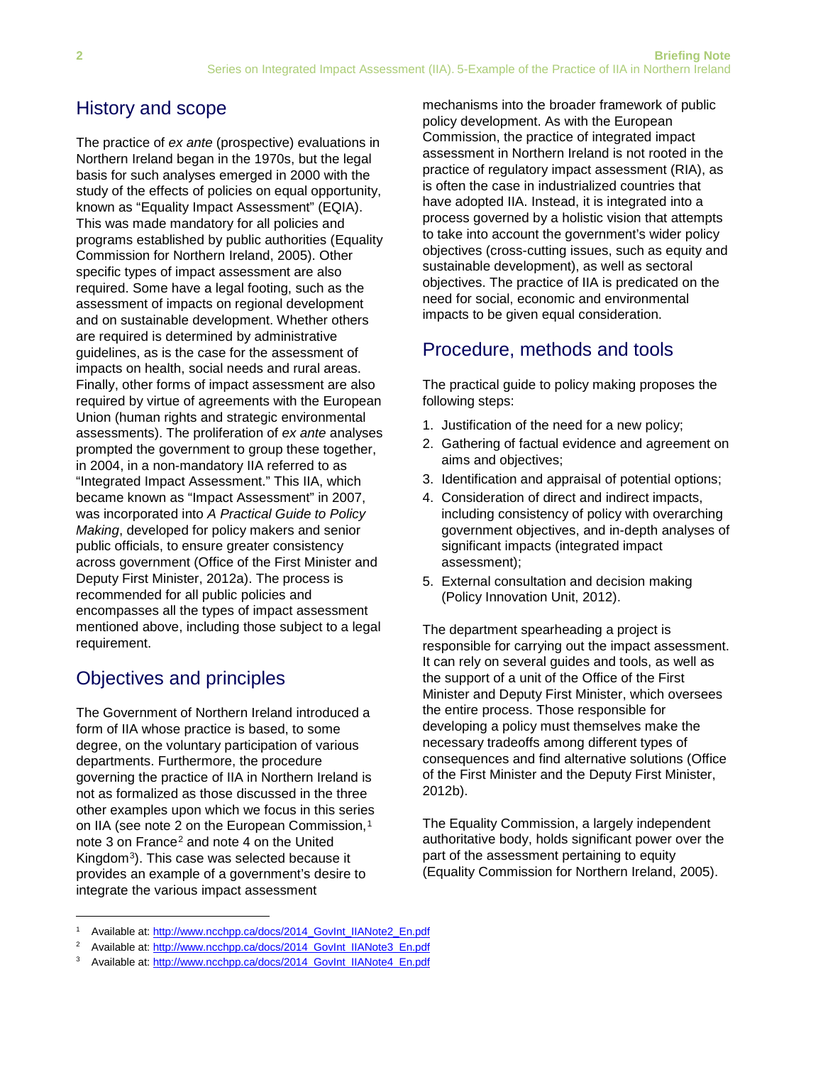## History and scope

The practice of *ex ante* (prospective) evaluations in Northern Ireland began in the 1970s, but the legal basis for such analyses emerged in 2000 with the study of the effects of policies on equal opportunity, known as "Equality Impact Assessment" (EQIA). This was made mandatory for all policies and programs established by public authorities (Equality Commission for Northern Ireland, 2005). Other specific types of impact assessment are also required. Some have a legal footing, such as the assessment of impacts on regional development and on sustainable development. Whether others are required is determined by administrative guidelines, as is the case for the assessment of impacts on health, social needs and rural areas. Finally, other forms of impact assessment are also required by virtue of agreements with the European Union (human rights and strategic environmental assessments). The proliferation of *ex ante* analyses prompted the government to group these together, in 2004, in a non-mandatory IIA referred to as "Integrated Impact Assessment." This IIA, which became known as "Impact Assessment" in 2007, was incorporated into *A Practical Guide to Policy Making*, developed for policy makers and senior public officials, to ensure greater consistency across government (Office of the First Minister and Deputy First Minister, 2012a). The process is recommended for all public policies and encompasses all the types of impact assessment mentioned above, including those subject to a legal requirement.

## Objectives and principles

The Government of Northern Ireland introduced a form of IIA whose practice is based, to some degree, on the voluntary participation of various departments. Furthermore, the procedure governing the practice of IIA in Northern Ireland is not as formalized as those discussed in the three other examples upon which we focus in this series on IIA (see note 2 on the European Commission,[1] note 3 on France[2] and note 4 on the United Kingdom[3]). This case was selected because it provides an example of a government's desire to integrate the various impact assessment mechanisms into the broader framework of public policy development. As with the European Commission, the practice of integrated impact assessment in Northern Ireland is not rooted in the practice of regulatory impact assessment (RIA), as is often the case in industrialized countries that have adopted IIA. Instead, it is integrated into a process governed by a holistic vision that attempts to take into account the government's wider policy objectives (cross-cutting issues, such as equity and sustainable development), as well as sectoral objectives. The practice of IIA is predicated on the need for social, economic and environmental impacts to be given equal consideration.

## Procedure, methods and tools

The practical guide to policy making proposes the following steps:

1. Justification of the need for a new policy;
2. Gathering of factual evidence and agreement on aims and objectives;
3. Identification and appraisal of potential options;
4. Consideration of direct and indirect impacts, including consistency of policy with overarching government objectives, and in-depth analyses of significant impacts (integrated impact assessment);
5. External consultation and decision making (Policy Innovation Unit, 2012).

The department spearheading a project is responsible for carrying out the impact assessment. It can rely on several guides and tools, as well as the support of a unit of the Office of the First Minister and Deputy First Minister, which oversees the entire process. Those responsible for developing a policy must themselves make the necessary tradeoffs among different types of consequences and find alternative solutions (Office of the First Minister and the Deputy First Minister, 2012b).

The Equality Commission, a largely independent authoritative body, holds significant power over the part of the assessment pertaining to equity (Equality Commission for Northern Ireland, 2005).

---

[1] Available at: http://www.ncchpp.ca/docs/2014_GovInt_IIANote2_En.pdf

[2] Available at: http://www.ncchpp.ca/docs/2014_GovInt_IIANote3_En.pdf

[3] Available at: http://www.ncchpp.ca/docs/2014_GovInt_IIANote4_En.pdf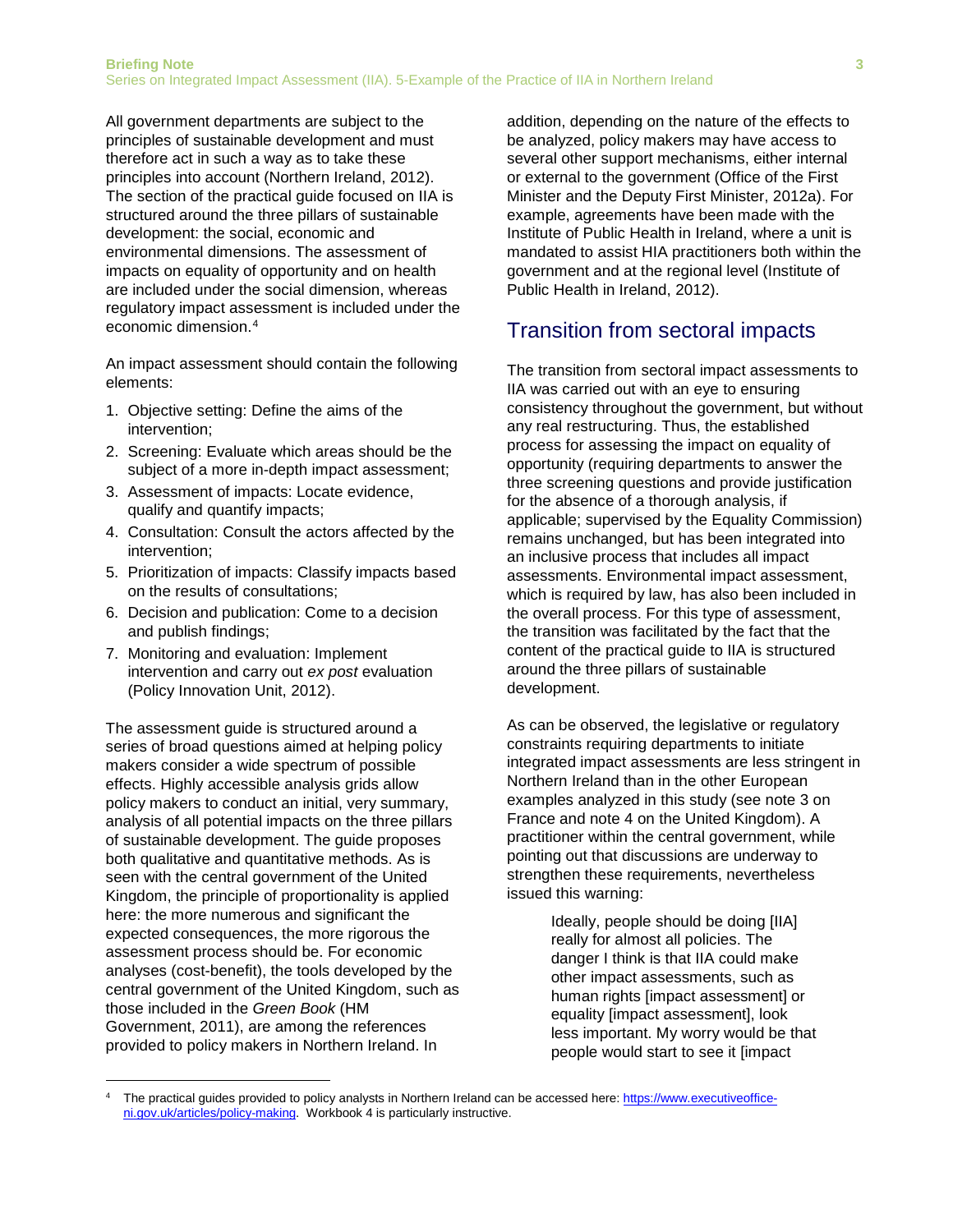All government departments are subject to the principles of sustainable development and must therefore act in such a way as to take these principles into account (Northern Ireland, 2012). The section of the practical guide focused on IIA is structured around the three pillars of sustainable development: the social, economic and environmental dimensions. The assessment of impacts on equality of opportunity and on health are included under the social dimension, whereas regulatory impact assessment is included under the economic dimension.[4]

An impact assessment should contain the following elements:

1. Objective setting: Define the aims of the intervention;
2. Screening: Evaluate which areas should be the subject of a more in-depth impact assessment;
3. Assessment of impacts: Locate evidence, qualify and quantify impacts;
4. Consultation: Consult the actors affected by the intervention;
5. Prioritization of impacts: Classify impacts based on the results of consultations;
6. Decision and publication: Come to a decision and publish findings;
7. Monitoring and evaluation: Implement intervention and carry out *ex post* evaluation (Policy Innovation Unit, 2012).

The assessment guide is structured around a series of broad questions aimed at helping policy makers consider a wide spectrum of possible effects. Highly accessible analysis grids allow policy makers to conduct an initial, very summary, analysis of all potential impacts on the three pillars of sustainable development. The guide proposes both qualitative and quantitative methods. As is seen with the central government of the United Kingdom, the principle of proportionality is applied here: the more numerous and significant the expected consequences, the more rigorous the assessment process should be. For economic analyses (cost-benefit), the tools developed by the central government of the United Kingdom, such as those included in the *Green Book* (HM Government, 2011), are among the references provided to policy makers in Northern Ireland. In addition, depending on the nature of the effects to be analyzed, policy makers may have access to several other support mechanisms, either internal or external to the government (Office of the First Minister and the Deputy First Minister, 2012a). For example, agreements have been made with the Institute of Public Health in Ireland, where a unit is mandated to assist HIA practitioners both within the government and at the regional level (Institute of Public Health in Ireland, 2012).

## Transition from sectoral impacts

The transition from sectoral impact assessments to IIA was carried out with an eye to ensuring consistency throughout the government, but without any real restructuring. Thus, the established process for assessing the impact on equality of opportunity (requiring departments to answer the three screening questions and provide justification for the absence of a thorough analysis, if applicable; supervised by the Equality Commission) remains unchanged, but has been integrated into an inclusive process that includes all impact assessments. Environmental impact assessment, which is required by law, has also been included in the overall process. For this type of assessment, the transition was facilitated by the fact that the content of the practical guide to IIA is structured around the three pillars of sustainable development.

As can be observed, the legislative or regulatory constraints requiring departments to initiate integrated impact assessments are less stringent in Northern Ireland than in the other European examples analyzed in this study (see note 3 on France and note 4 on the United Kingdom). A practitioner within the central government, while pointing out that discussions are underway to strengthen these requirements, nevertheless issued this warning:

> Ideally, people should be doing [IIA] really for almost all policies. The danger I think is that IIA could make other impact assessments, such as human rights [impact assessment] or equality [impact assessment], look less important. My worry would be that people would start to see it [impact

[4] The practical guides provided to policy analysts in Northern Ireland can be accessed here: https://www.executiveoffice-ni.gov.uk/articles/policy-making. Workbook 4 is particularly instructive.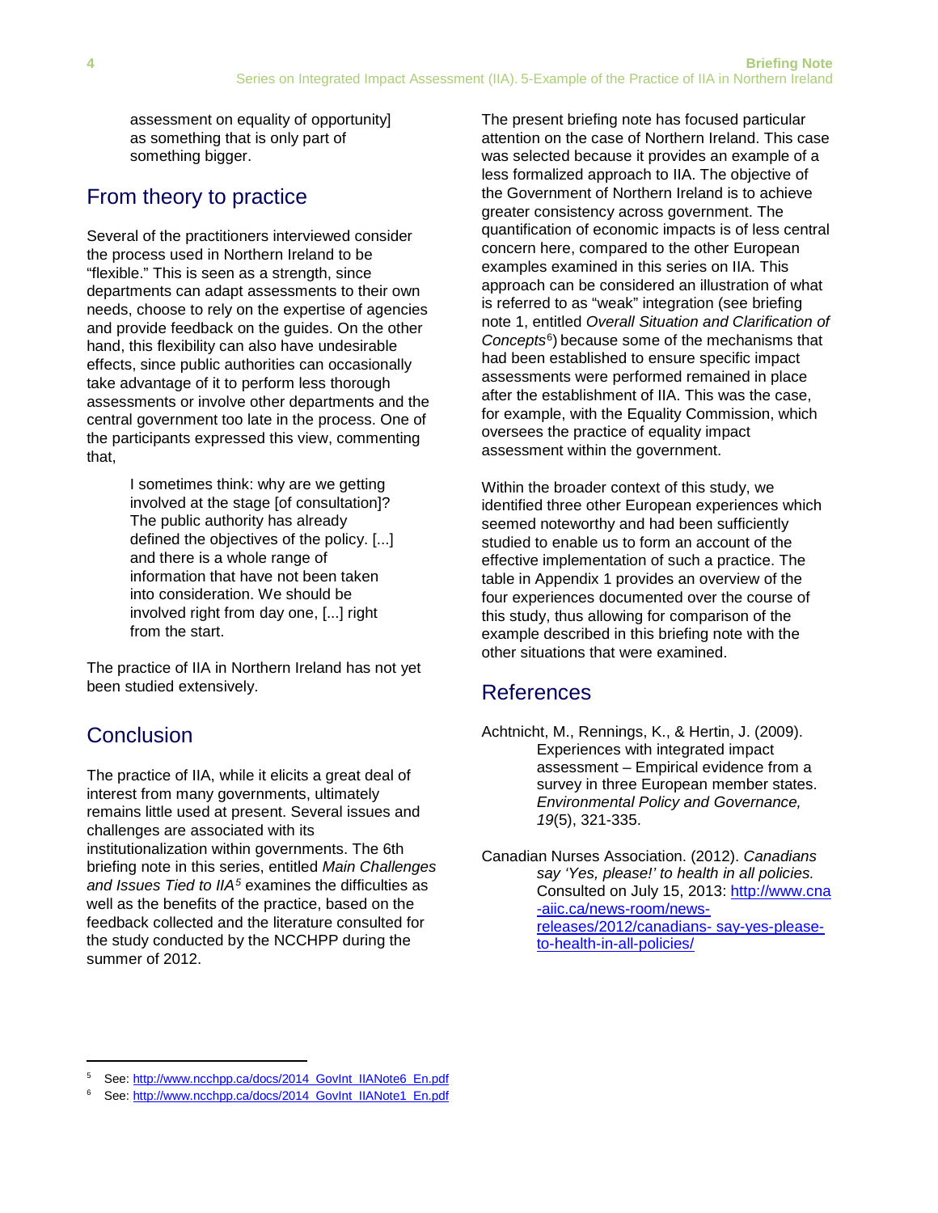assessment on equality of opportunity] as something that is only part of something bigger.

## From theory to practice

Several of the practitioners interviewed consider the process used in Northern Ireland to be "flexible." This is seen as a strength, since departments can adapt assessments to their own needs, choose to rely on the expertise of agencies and provide feedback on the guides. On the other hand, this flexibility can also have undesirable effects, since public authorities can occasionally take advantage of it to perform less thorough assessments or involve other departments and the central government too late in the process. One of the participants expressed this view, commenting that,

> I sometimes think: why are we getting involved at the stage [of consultation]? The public authority has already defined the objectives of the policy. [...] and there is a whole range of information that have not been taken into consideration. We should be involved right from day one, [...] right from the start.

The practice of IIA in Northern Ireland has not yet been studied extensively.

## Conclusion

The practice of IIA, while it elicits a great deal of interest from many governments, ultimately remains little used at present. Several issues and challenges are associated with its institutionalization within governments. The 6th briefing note in this series, entitled *Main Challenges and Issues Tied to IIA*[5] examines the difficulties as well as the benefits of the practice, based on the feedback collected and the literature consulted for the study conducted by the NCCHPP during the summer of 2012.

The present briefing note has focused particular attention on the case of Northern Ireland. This case was selected because it provides an example of a less formalized approach to IIA. The objective of the Government of Northern Ireland is to achieve greater consistency across government. The quantification of economic impacts is of less central concern here, compared to the other European examples examined in this series on IIA. This approach can be considered an illustration of what is referred to as "weak" integration (see briefing note 1, entitled *Overall Situation and Clarification of Concepts*[6]) because some of the mechanisms that had been established to ensure specific impact assessments were performed remained in place after the establishment of IIA. This was the case, for example, with the Equality Commission, which oversees the practice of equality impact assessment within the government.

Within the broader context of this study, we identified three other European experiences which seemed noteworthy and had been sufficiently studied to enable us to form an account of the effective implementation of such a practice. The table in Appendix 1 provides an overview of the four experiences documented over the course of this study, thus allowing for comparison of the example described in this briefing note with the other situations that were examined.

## References

Achtnicht, M., Rennings, K., & Hertin, J. (2009). Experiences with integrated impact assessment – Empirical evidence from a survey in three European member states. *Environmental Policy and Governance, 19*(5), 321-335.

Canadian Nurses Association. (2012). *Canadians say 'Yes, please!' to health in all policies.* Consulted on July 15, 2013: http://www.cna-aiic.ca/news-room/news-releases/2012/canadians- say-yes-please-to-health-in-all-policies/

---

[5] See: http://www.ncchpp.ca/docs/2014_GovInt_IIANote6_En.pdf

[6] See: http://www.ncchpp.ca/docs/2014_GovInt_IIANote1_En.pdf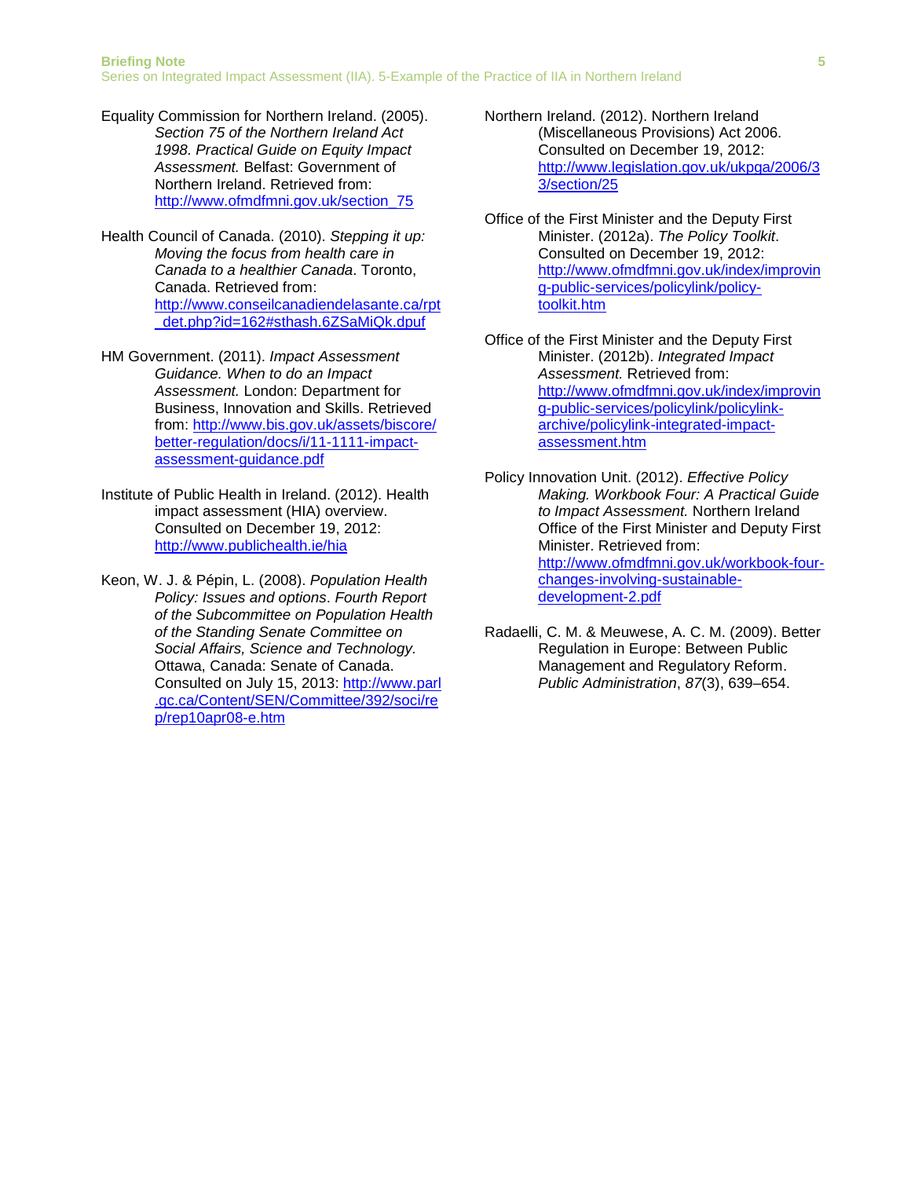Equality Commission for Northern Ireland. (2005). *Section 75 of the Northern Ireland Act 1998. Practical Guide on Equity Impact Assessment.* Belfast: Government of Northern Ireland. Retrieved from: http://www.ofmdfmni.gov.uk/section_75

Health Council of Canada. (2010). *Stepping it up: Moving the focus from health care in Canada to a healthier Canada*. Toronto, Canada. Retrieved from: http://www.conseilcanadiendelasante.ca/rpt_det.php?id=162#sthash.6ZSaMiQk.dpuf

HM Government. (2011). *Impact Assessment Guidance. When to do an Impact Assessment.* London: Department for Business, Innovation and Skills. Retrieved from: http://www.bis.gov.uk/assets/biscore/better-regulation/docs/i/11-1111-impact-assessment-guidance.pdf

Institute of Public Health in Ireland. (2012). Health impact assessment (HIA) overview. Consulted on December 19, 2012: http://www.publichealth.ie/hia

Keon, W. J. & Pépin, L. (2008). *Population Health Policy: Issues and options*. *Fourth Report of the Subcommittee on Population Health of the Standing Senate Committee on Social Affairs, Science and Technology.* Ottawa, Canada: Senate of Canada. Consulted on July 15, 2013: http://www.parl.gc.ca/Content/SEN/Committee/392/soci/rep/rep10apr08-e.htm

Northern Ireland. (2012). Northern Ireland (Miscellaneous Provisions) Act 2006. Consulted on December 19, 2012: http://www.legislation.gov.uk/ukpga/2006/33/section/25

Office of the First Minister and the Deputy First Minister. (2012a). *The Policy Toolkit*. Consulted on December 19, 2012: http://www.ofmdfmni.gov.uk/index/improving-public-services/policylink/policy-toolkit.htm

Office of the First Minister and the Deputy First Minister. (2012b). *Integrated Impact Assessment.* Retrieved from: http://www.ofmdfmni.gov.uk/index/improving-public-services/policylink/policylink-archive/policylink-integrated-impact-assessment.htm

Policy Innovation Unit. (2012). *Effective Policy Making. Workbook Four: A Practical Guide to Impact Assessment.* Northern Ireland Office of the First Minister and Deputy First Minister. Retrieved from: http://www.ofmdfmni.gov.uk/workbook-four-changes-involving-sustainable-development-2.pdf

Radaelli, C. M. & Meuwese, A. C. M. (2009). Better Regulation in Europe: Between Public Management and Regulatory Reform. *Public Administration*, *87*(3), 639–654.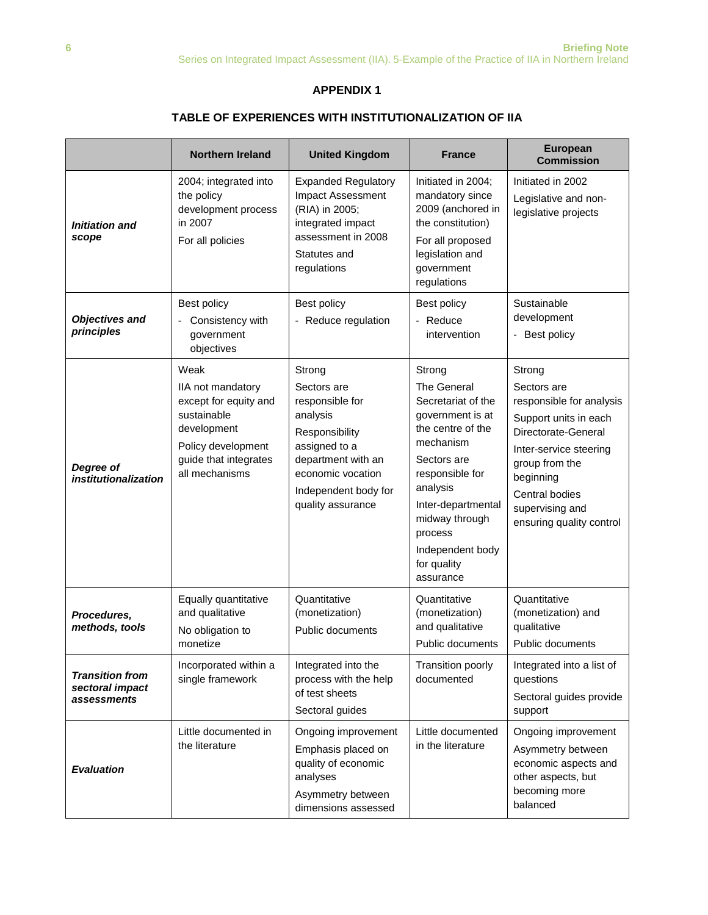## APPENDIX 1

### TABLE OF EXPERIENCES WITH INSTITUTIONALIZATION OF IIA

| | Northern Ireland | United Kingdom | France | European Commission |
|---|---|---|---|---|
| ***Initiation and scope*** | 2004; integrated into the policy development process in 2007<br>For all policies | Expanded Regulatory Impact Assessment (RIA) in 2005; integrated impact assessment in 2008<br>Statutes and regulations | Initiated in 2004; mandatory since 2009 (anchored in the constitution)<br>For all proposed legislation and government regulations | Initiated in 2002<br>Legislative and non-legislative projects |
| ***Objectives and principles*** | Best policy<br>- Consistency with government objectives | Best policy<br>- Reduce regulation | Best policy<br>- Reduce intervention | Sustainable development<br>- Best policy |
| ***Degree of institutionalization*** | Weak<br>IIA not mandatory except for equity and sustainable development<br>Policy development guide that integrates all mechanisms | Strong<br>Sectors are responsible for analysis<br>Responsibility assigned to a department with an economic vocation<br>Independent body for quality assurance | Strong<br>The General Secretariat of the government is at the centre of the mechanism<br>Sectors are responsible for analysis<br>Inter-departmental midway through process<br>Independent body for quality assurance | Strong<br>Sectors are responsible for analysis<br>Support units in each Directorate-General<br>Inter-service steering group from the beginning<br>Central bodies supervising and ensuring quality control |
| ***Procedures, methods, tools*** | Equally quantitative and qualitative<br>No obligation to monetize | Quantitative (monetization)<br>Public documents | Quantitative (monetization) and qualitative<br>Public documents | Quantitative (monetization) and qualitative<br>Public documents |
| ***Transition from sectoral impact assessments*** | Incorporated within a single framework | Integrated into the process with the help of test sheets<br>Sectoral guides | Transition poorly documented | Integrated into a list of questions<br>Sectoral guides provide support |
| ***Evaluation*** | Little documented in the literature | Ongoing improvement<br>Emphasis placed on quality of economic analyses<br>Asymmetry between dimensions assessed | Little documented in the literature | Ongoing improvement<br>Asymmetry between economic aspects and other aspects, but becoming more balanced |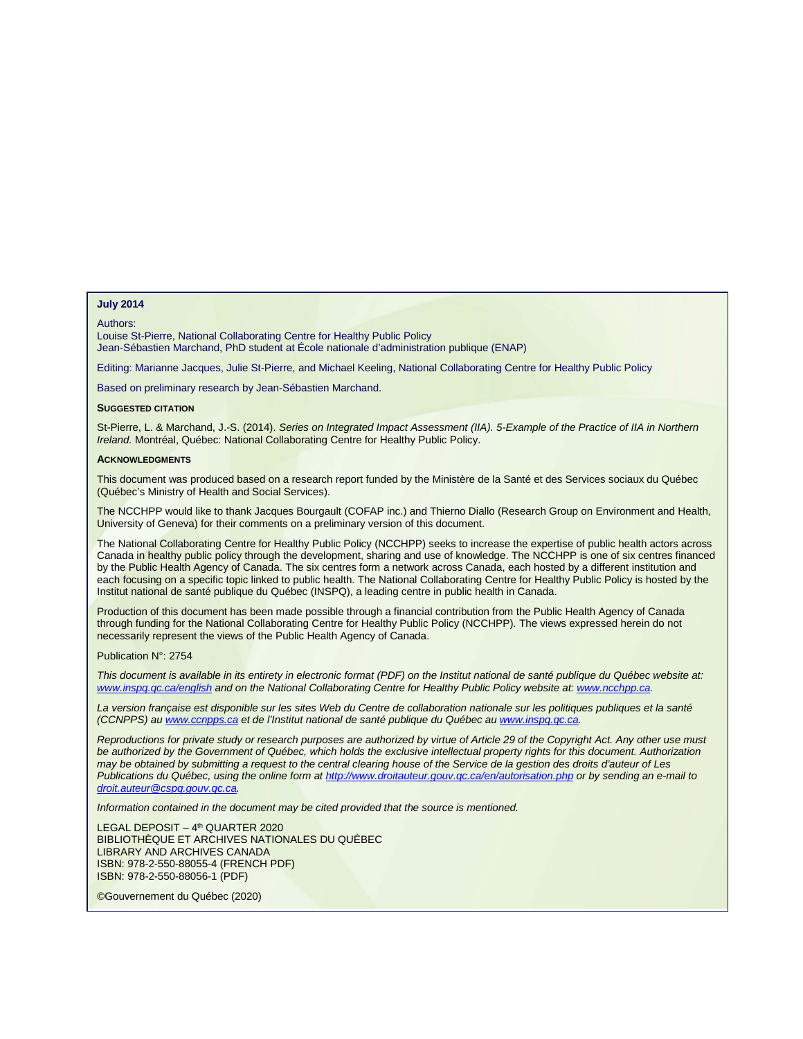**July 2014**

Authors:
Louise St-Pierre, National Collaborating Centre for Healthy Public Policy
Jean-Sébastien Marchand, PhD student at École nationale d'administration publique (ENAP)

Editing: Marianne Jacques, Julie St-Pierre, and Michael Keeling, National Collaborating Centre for Healthy Public Policy

Based on preliminary research by Jean-Sébastien Marchand.

**SUGGESTED CITATION**

St-Pierre, L. & Marchand, J.-S. (2014). *Series on Integrated Impact Assessment (IIA). 5-Example of the Practice of IIA in Northern Ireland.* Montréal, Québec: National Collaborating Centre for Healthy Public Policy.

**ACKNOWLEDGMENTS**

This document was produced based on a research report funded by the Ministère de la Santé et des Services sociaux du Québec (Québec's Ministry of Health and Social Services).

The NCCHPP would like to thank Jacques Bourgault (COFAP inc.) and Thierno Diallo (Research Group on Environment and Health, University of Geneva) for their comments on a preliminary version of this document.

The National Collaborating Centre for Healthy Public Policy (NCCHPP) seeks to increase the expertise of public health actors across Canada in healthy public policy through the development, sharing and use of knowledge. The NCCHPP is one of six centres financed by the Public Health Agency of Canada. The six centres form a network across Canada, each hosted by a different institution and each focusing on a specific topic linked to public health. The National Collaborating Centre for Healthy Public Policy is hosted by the Institut national de santé publique du Québec (INSPQ), a leading centre in public health in Canada.

Production of this document has been made possible through a financial contribution from the Public Health Agency of Canada through funding for the National Collaborating Centre for Healthy Public Policy (NCCHPP). The views expressed herein do not necessarily represent the views of the Public Health Agency of Canada.

Publication N°: 2754

*This document is available in its entirety in electronic format (PDF) on the Institut national de santé publique du Québec website at: www.inspq.qc.ca/english and on the National Collaborating Centre for Healthy Public Policy website at: www.ncchpp.ca.*

*La version française est disponible sur les sites Web du Centre de collaboration nationale sur les politiques publiques et la santé (CCNPPS) au www.ccnpps.ca et de l'Institut national de santé publique du Québec au www.inspq.qc.ca.*

*Reproductions for private study or research purposes are authorized by virtue of Article 29 of the Copyright Act. Any other use must be authorized by the Government of Québec, which holds the exclusive intellectual property rights for this document. Authorization may be obtained by submitting a request to the central clearing house of the Service de la gestion des droits d'auteur of Les Publications du Québec, using the online form at http://www.droitauteur.gouv.qc.ca/en/autorisation.php or by sending an e-mail to droit.auteur@cspq.gouv.qc.ca.*

*Information contained in the document may be cited provided that the source is mentioned.*

LEGAL DEPOSIT – 4th QUARTER 2020
BIBLIOTHÈQUE ET ARCHIVES NATIONALES DU QUÉBEC
LIBRARY AND ARCHIVES CANADA
ISBN: 978-2-550-88055-4 (FRENCH PDF)
ISBN: 978-2-550-88056-1 (PDF)

©Gouvernement du Québec (2020)